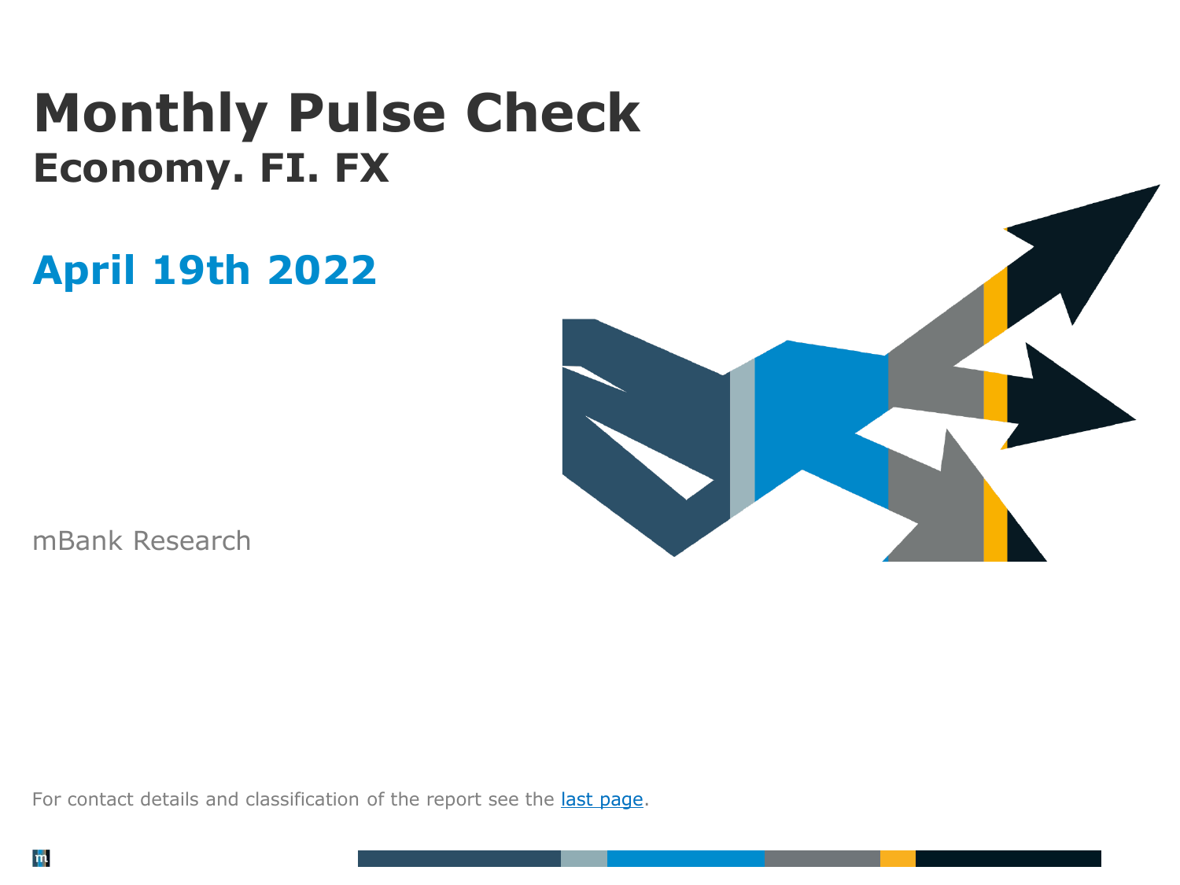# Monthly Pulse Check

## Economy. FI. FX

## April 19th 2022

mBank Research

For contact details and classification of the report see the last page.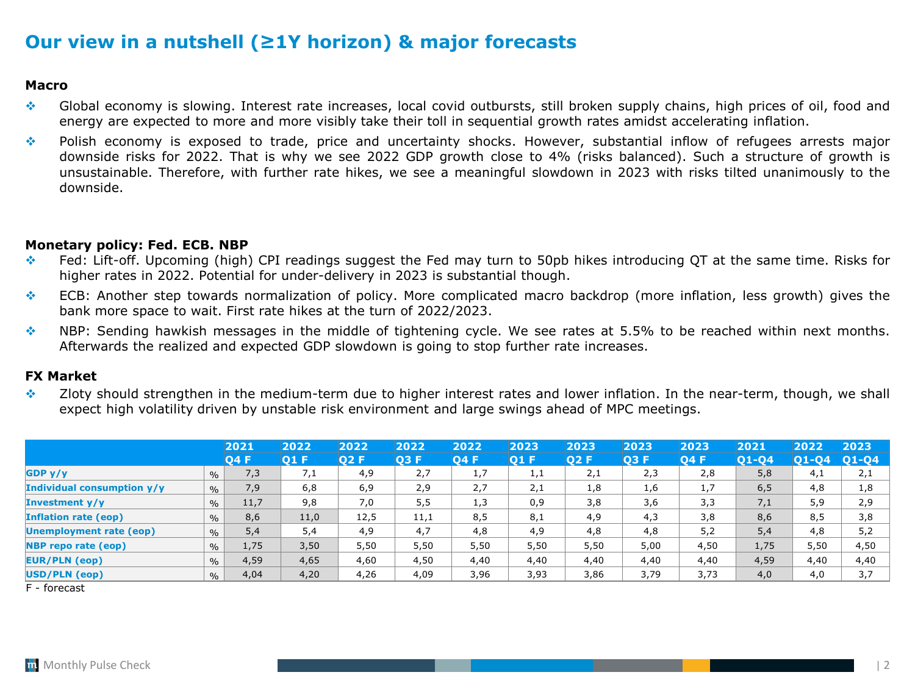# Our view in a nutshell (≥1Y horizon) & major forecasts

### Macro

- Global economy is slowing. Interest rate increases, local covid outbursts, still broken supply chains, high prices of oil, food and energy are expected to more and more visibly take their toll in sequential growth rates amidst accelerating inflation.
- Polish economy is exposed to trade, price and uncertainty shocks. However, substantial inflow of refugees arrests major downside risks for 2022. That is why we see 2022 GDP growth close to 4% (risks balanced). Such a structure of growth is unsustainable. Therefore, with further rate hikes, we see a meaningful slowdown in 2023 with risks tilted unanimously to the downside.

### Monetary policy: Fed. ECB. NBP

- Fed: Lift-off. Upcoming (high) CPI readings suggest the Fed may turn to 50pb hikes introducing QT at the same time. Risks for higher rates in 2022. Potential for under-delivery in 2023 is substantial though.
- ECB: Another step towards normalization of policy. More complicated macro backdrop (more inflation, less growth) gives the bank more space to wait. First rate hikes at the turn of 2022/2023.
- NBP: Sending hawkish messages in the middle of tightening cycle. We see rates at 5.5% to be reached within next months. Afterwards the realized and expected GDP slowdown is going to stop further rate increases.

### FX Market

- Zloty should strengthen in the medium-term due to higher interest rates and lower inflation. In the near-term, though, we shall expect high volatility driven by unstable risk environment and large swings ahead of MPC meetings.

| | | 2021 Q4 F | 2022 Q1 F | 2022 Q2 F | 2022 Q3 F | 2022 Q4 F | 2023 Q1 F | 2023 Q2 F | 2023 Q3 F | 2023 Q4 F | 2021 Q1-Q4 | 2022 Q1-Q4 | 2023 Q1-Q4 |
|---|---|---|---|---|---|---|---|---|---|---|---|---|---|
| GDP y/y | % | 7,3 | 7,1 | 4,9 | 2,7 | 1,7 | 1,1 | 2,1 | 2,3 | 2,8 | 5,8 | 4,1 | 2,1 |
| Individual consumption y/y | % | 7,9 | 6,8 | 6,9 | 2,9 | 2,7 | 2,1 | 1,8 | 1,6 | 1,7 | 6,5 | 4,8 | 1,8 |
| Investment y/y | % | 11,7 | 9,8 | 7,0 | 5,5 | 1,3 | 0,9 | 3,8 | 3,6 | 3,3 | 7,1 | 5,9 | 2,9 |
| Inflation rate (eop) | % | 8,6 | 11,0 | 12,5 | 11,1 | 8,5 | 8,1 | 4,9 | 4,3 | 3,8 | 8,6 | 8,5 | 3,8 |
| Unemployment rate (eop) | % | 5,4 | 5,4 | 4,9 | 4,7 | 4,8 | 4,9 | 4,8 | 4,8 | 5,2 | 5,4 | 4,8 | 5,2 |
| NBP repo rate (eop) | % | 1,75 | 3,50 | 5,50 | 5,50 | 5,50 | 5,50 | 5,50 | 5,00 | 4,50 | 1,75 | 5,50 | 4,50 |
| EUR/PLN (eop) | % | 4,59 | 4,65 | 4,60 | 4,50 | 4,40 | 4,40 | 4,40 | 4,40 | 4,40 | 4,59 | 4,40 | 4,40 |
| USD/PLN (eop) | % | 4,04 | 4,20 | 4,26 | 4,09 | 3,96 | 3,93 | 3,86 | 3,79 | 3,73 | 4,0 | 4,0 | 3,7 |

F - forecast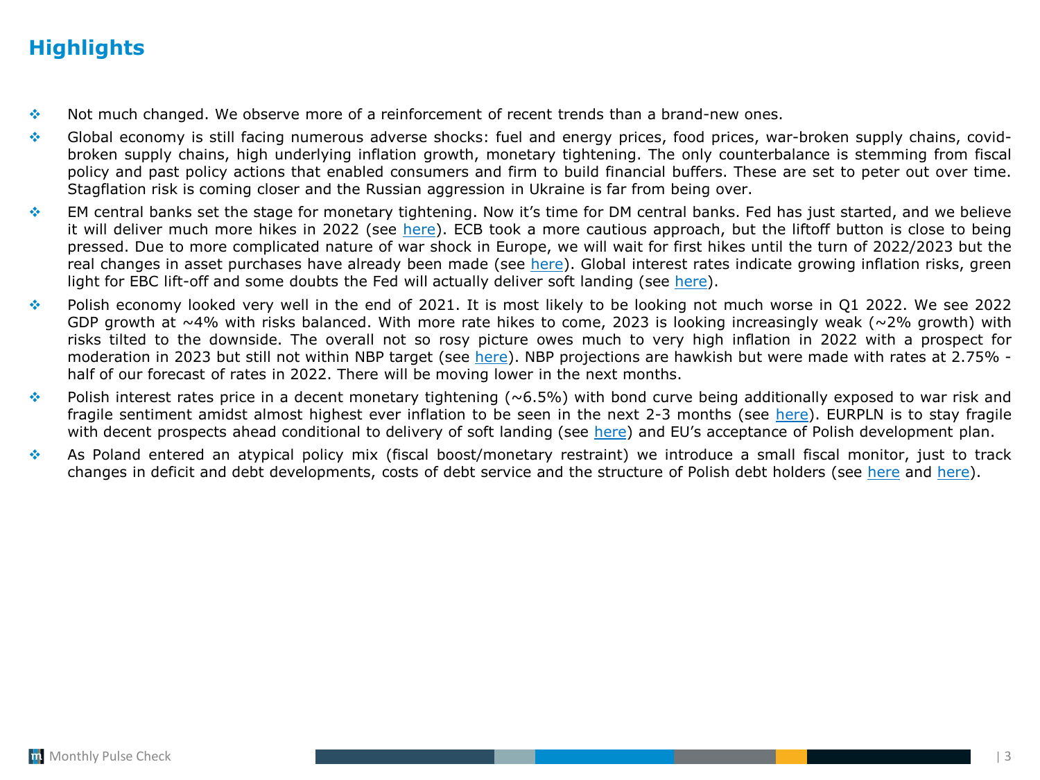## Highlights

- Not much changed. We observe more of a reinforcement of recent trends than a brand-new ones.
- Global economy is still facing numerous adverse shocks: fuel and energy prices, food prices, war-broken supply chains, covid-broken supply chains, high underlying inflation growth, monetary tightening. The only counterbalance is stemming from fiscal policy and past policy actions that enabled consumers and firm to build financial buffers. These are set to peter out over time. Stagflation risk is coming closer and the Russian aggression in Ukraine is far from being over.
- EM central banks set the stage for monetary tightening. Now it's time for DM central banks. Fed has just started, and we believe it will deliver much more hikes in 2022 (see here). ECB took a more cautious approach, but the liftoff button is close to being pressed. Due to more complicated nature of war shock in Europe, we will wait for first hikes until the turn of 2022/2023 but the real changes in asset purchases have already been made (see here). Global interest rates indicate growing inflation risks, green light for EBC lift-off and some doubts the Fed will actually deliver soft landing (see here).
- Polish economy looked very well in the end of 2021. It is most likely to be looking not much worse in Q1 2022. We see 2022 GDP growth at ~4% with risks balanced. With more rate hikes to come, 2023 is looking increasingly weak (~2% growth) with risks tilted to the downside. The overall not so rosy picture owes much to very high inflation in 2022 with a prospect for moderation in 2023 but still not within NBP target (see here). NBP projections are hawkish but were made with rates at 2.75% - half of our forecast of rates in 2022. There will be moving lower in the next months.
- Polish interest rates price in a decent monetary tightening (~6.5%) with bond curve being additionally exposed to war risk and fragile sentiment amidst almost highest ever inflation to be seen in the next 2-3 months (see here). EURPLN is to stay fragile with decent prospects ahead conditional to delivery of soft landing (see here) and EU's acceptance of Polish development plan.
- As Poland entered an atypical policy mix (fiscal boost/monetary restraint) we introduce a small fiscal monitor, just to track changes in deficit and debt developments, costs of debt service and the structure of Polish debt holders (see here and here).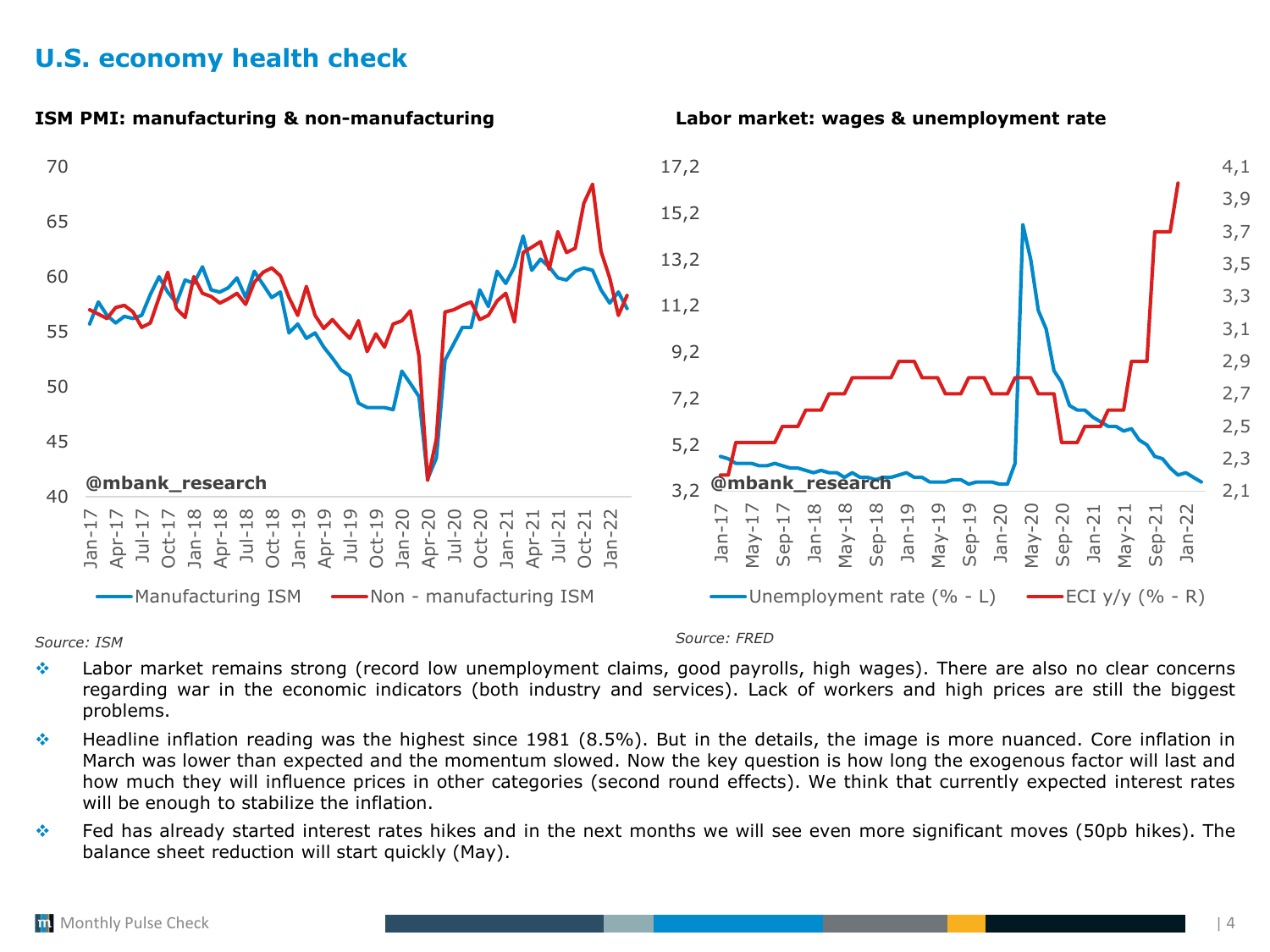# U.S. economy health check

**ISM PMI: manufacturing & non-manufacturing**

*Source: ISM*

**Labor market: wages & unemployment rate**

*Source: FRED*

- Labor market remains strong (record low unemployment claims, good payrolls, high wages). There are also no clear concerns regarding war in the economic indicators (both industry and services). Lack of workers and high prices are still the biggest problems.
- Headline inflation reading was the highest since 1981 (8.5%). But in the details, the image is more nuanced. Core inflation in March was lower than expected and the momentum slowed. Now the key question is how long the exogenous factor will last and how much they will influence prices in other categories (second round effects). We think that currently expected interest rates will be enough to stabilize the inflation.
- Fed has already started interest rates hikes and in the next months we will see even more significant moves (50pb hikes). The balance sheet reduction will start quickly (May).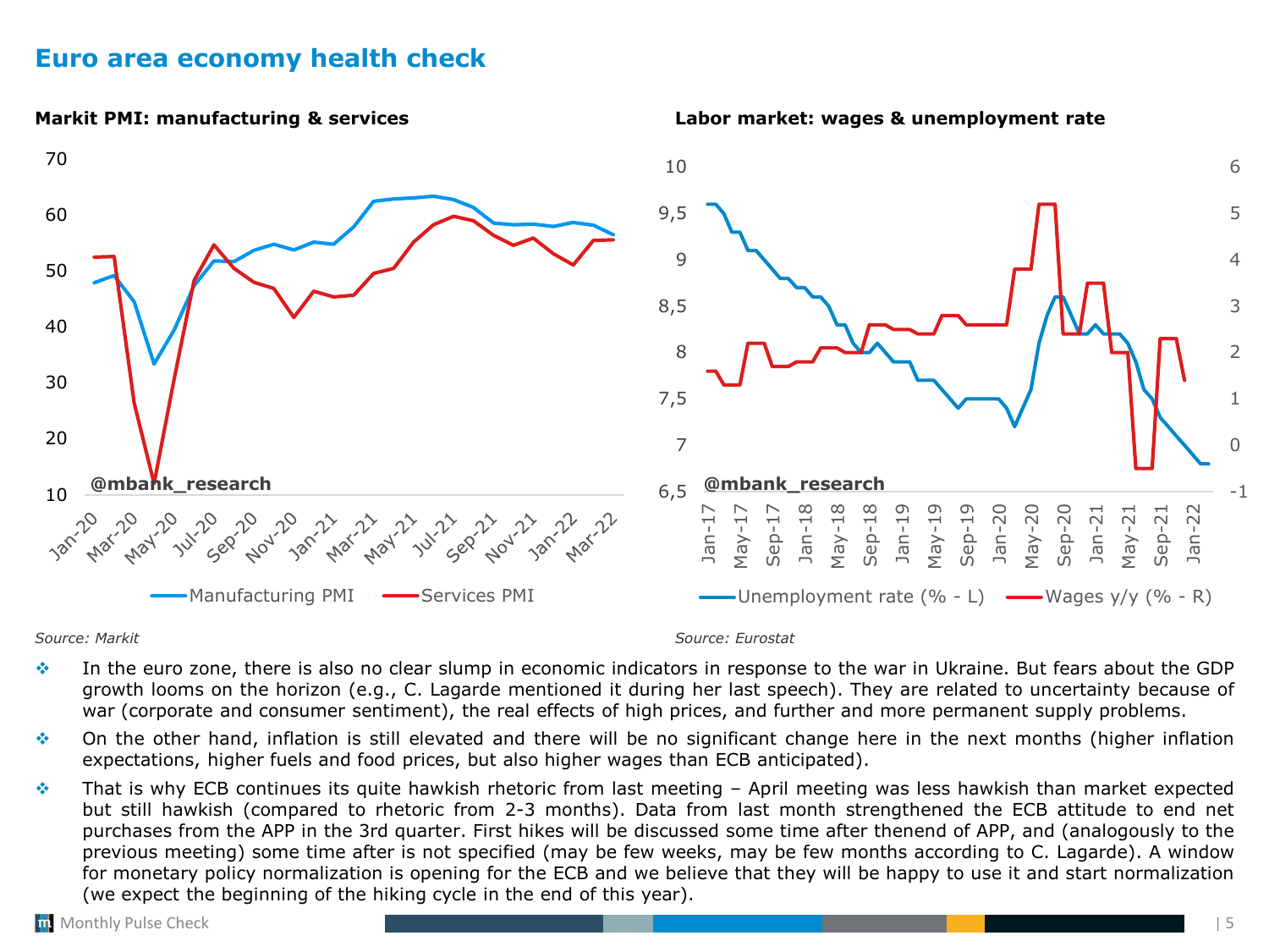# Euro area economy health check

**Markit PMI: manufacturing & services**

*Source: Markit*

**Labor market: wages & unemployment rate**

*Source: Eurostat*

- In the euro zone, there is also no clear slump in economic indicators in response to the war in Ukraine. But fears about the GDP growth looms on the horizon (e.g., C. Lagarde mentioned it during her last speech). They are related to uncertainty because of war (corporate and consumer sentiment), the real effects of high prices, and further and more permanent supply problems.
- On the other hand, inflation is still elevated and there will be no significant change here in the next months (higher inflation expectations, higher fuels and food prices, but also higher wages than ECB anticipated).
- That is why ECB continues its quite hawkish rhetoric from last meeting – April meeting was less hawkish than market expected but still hawkish (compared to rhetoric from 2-3 months). Data from last month strengthened the ECB attitude to end net purchases from the APP in the 3rd quarter. First hikes will be discussed some time after thenend of APP, and (analogously to the previous meeting) some time after is not specified (may be few weeks, may be few months according to C. Lagarde). A window for monetary policy normalization is opening for the ECB and we believe that they will be happy to use it and start normalization (we expect the beginning of the hiking cycle in the end of this year).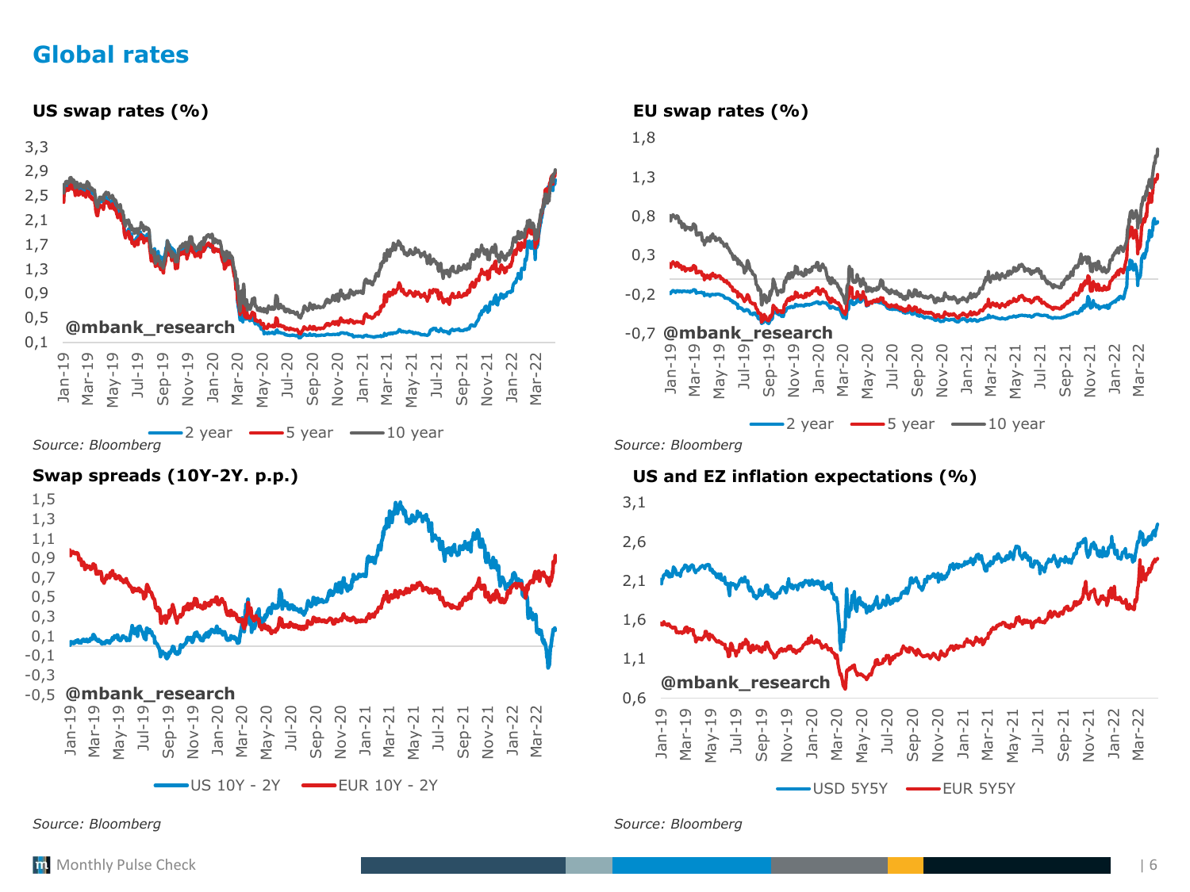# Global rates

**US swap rates (%)**

*Source: Bloomberg*

**EU swap rates (%)**

*Source: Bloomberg*

**Swap spreads (10Y-2Y. p.p.)**

*Source: Bloomberg*

**US and EZ inflation expectations (%)**

*Source: Bloomberg*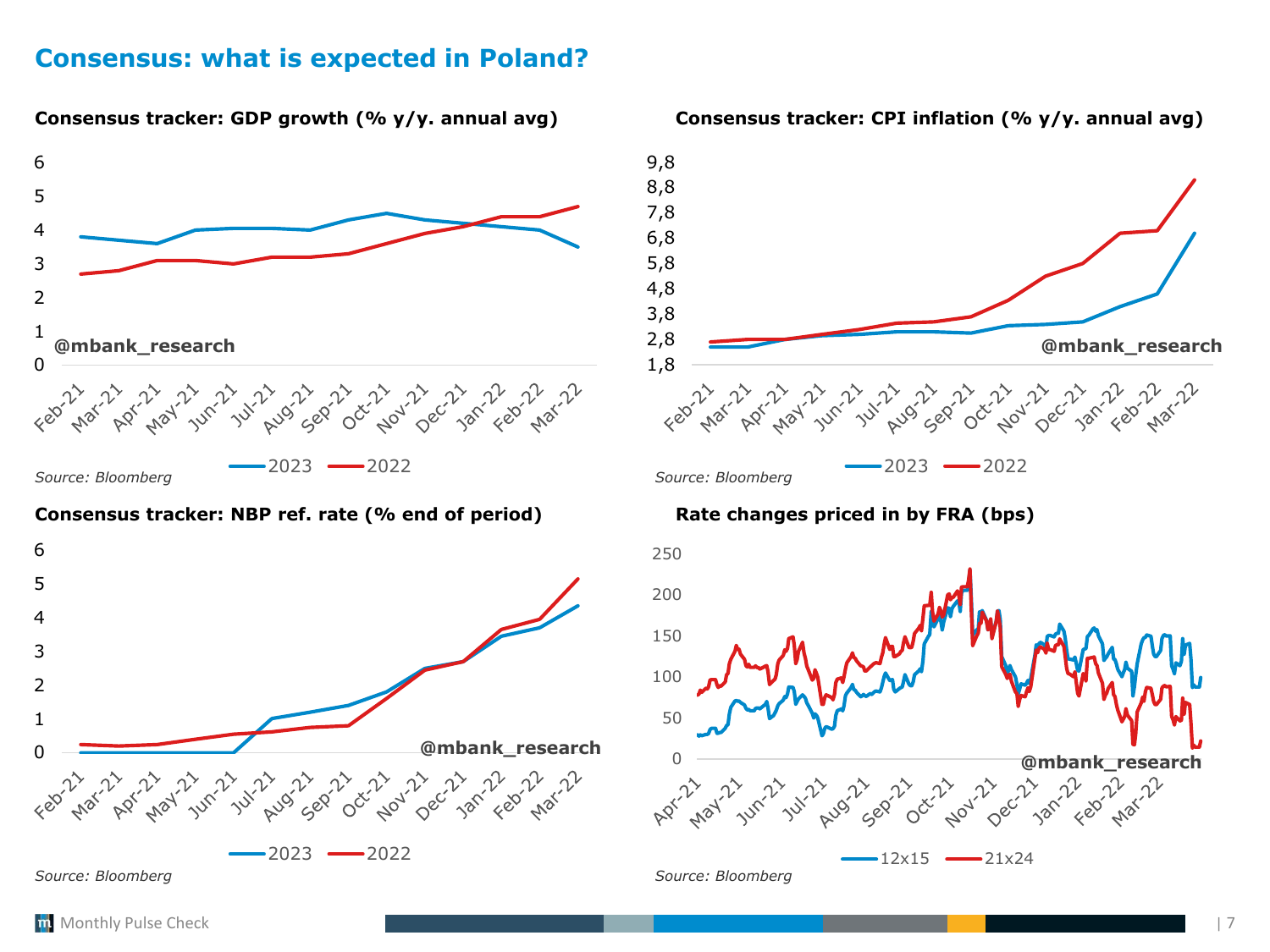# Consensus: what is expected in Poland?

**Consensus tracker: GDP growth (% y/y. annual avg)**

*Source: Bloomberg*

**Consensus tracker: CPI inflation (% y/y. annual avg)**

*Source: Bloomberg*

**Consensus tracker: NBP ref. rate (% end of period)**

*Source: Bloomberg*

**Rate changes priced in by FRA (bps)**

*Source: Bloomberg*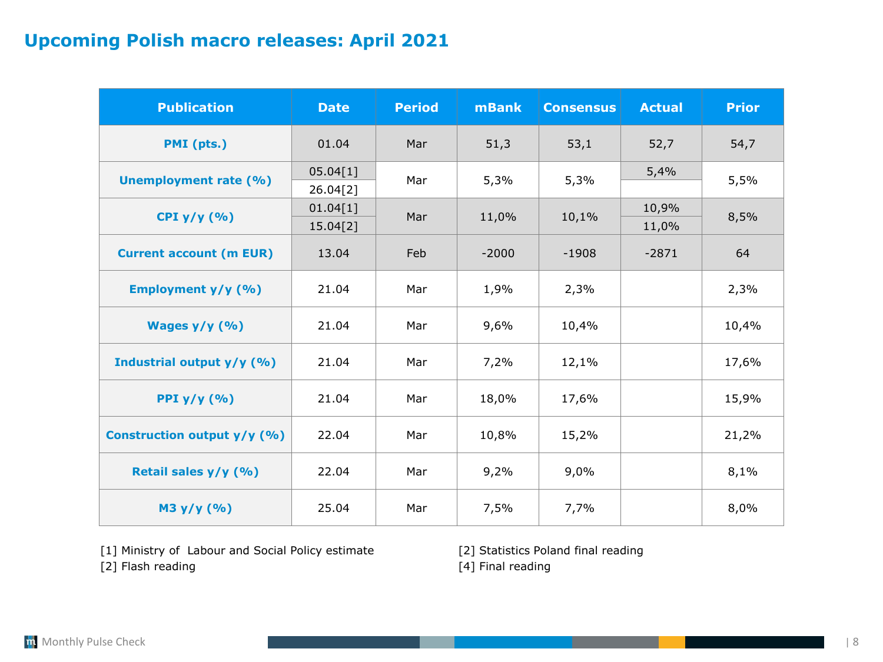# Upcoming Polish macro releases: April 2021

| Publication | Date | Period | mBank | Consensus | Actual | Prior |
|---|---|---|---|---|---|---|
| PMI (pts.) | 01.04 | Mar | 51,3 | 53,1 | 52,7 | 54,7 |
| Unemployment rate (%) | 05.04[1] | Mar | 5,3% | 5,3% | 5,4% | 5,5% |
| | 26.04[2] | | | | | |
| CPI y/y (%) | 01.04[1] | Mar | 11,0% | 10,1% | 10,9% | 8,5% |
| | 15.04[2] | | | | 11,0% | |
| Current account (m EUR) | 13.04 | Feb | -2000 | -1908 | -2871 | 64 |
| Employment y/y (%) | 21.04 | Mar | 1,9% | 2,3% | | 2,3% |
| Wages y/y (%) | 21.04 | Mar | 9,6% | 10,4% | | 10,4% |
| Industrial output y/y (%) | 21.04 | Mar | 7,2% | 12,1% | | 17,6% |
| PPI y/y (%) | 21.04 | Mar | 18,0% | 17,6% | | 15,9% |
| Construction output y/y (%) | 22.04 | Mar | 10,8% | 15,2% | | 21,2% |
| Retail sales y/y (%) | 22.04 | Mar | 9,2% | 9,0% | | 8,1% |
| M3 y/y (%) | 25.04 | Mar | 7,5% | 7,7% | | 8,0% |

[1] Ministry of Labour and Social Policy estimate

[2] Statistics Poland final reading

[2] Flash reading

[4] Final reading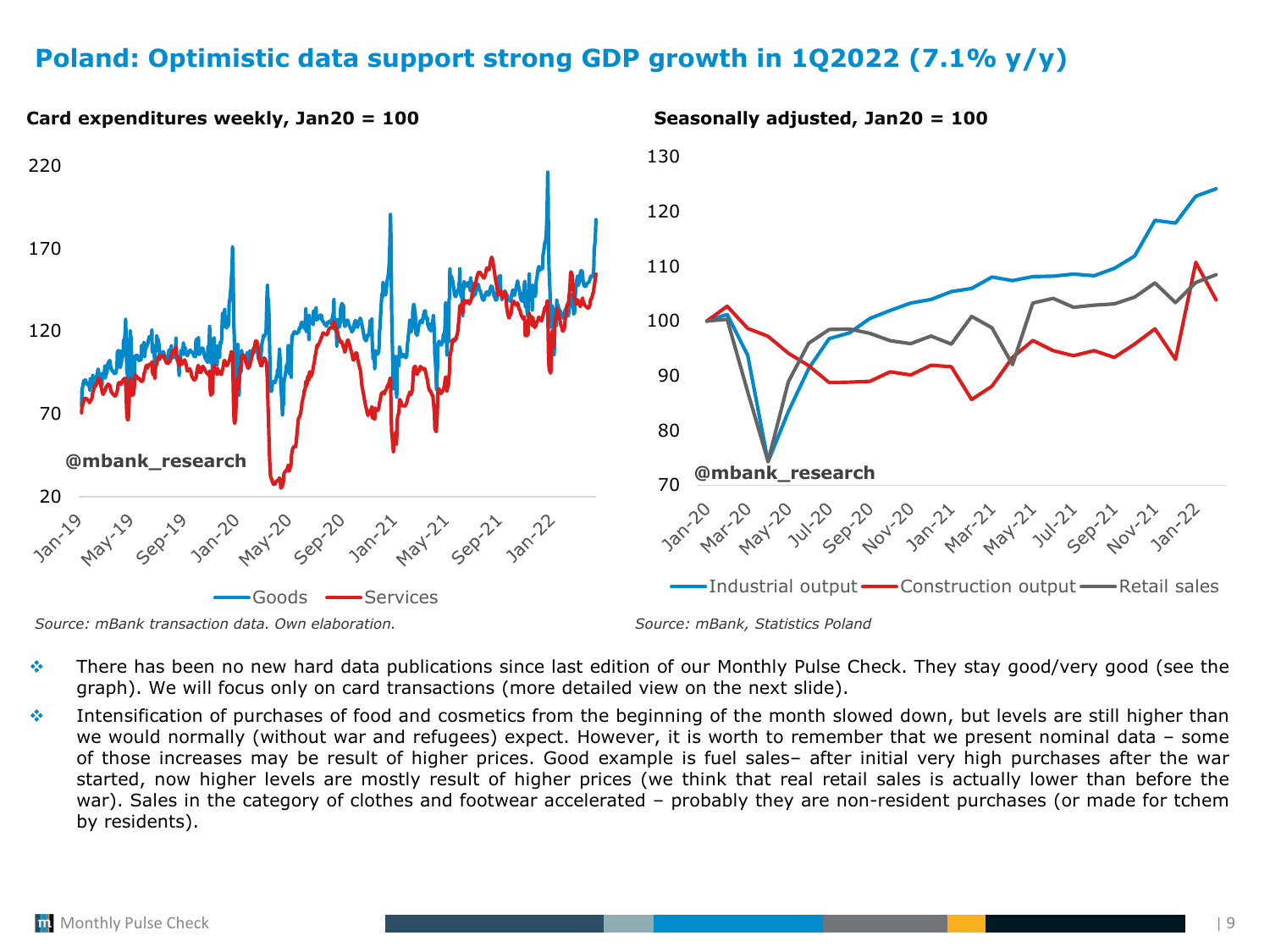# Poland: Optimistic data support strong GDP growth in 1Q2022 (7.1% y/y)

**Card expenditures weekly, Jan20 = 100**

Goods / Services

*Source: mBank transaction data. Own elaboration.*

**Seasonally adjusted, Jan20 = 100**

Industrial output / Construction output / Retail sales

*Source: mBank, Statistics Poland*

- There has been no new hard data publications since last edition of our Monthly Pulse Check. They stay good/very good (see the graph). We will focus only on card transactions (more detailed view on the next slide).
- Intensification of purchases of food and cosmetics from the beginning of the month slowed down, but levels are still higher than we would normally (without war and refugees) expect. However, it is worth to remember that we present nominal data – some of those increases may be result of higher prices. Good example is fuel sales– after initial very high purchases after the war started, now higher levels are mostly result of higher prices (we think that real retail sales is actually lower than before the war). Sales in the category of clothes and footwear accelerated – probably they are non-resident purchases (or made for tchem by residents).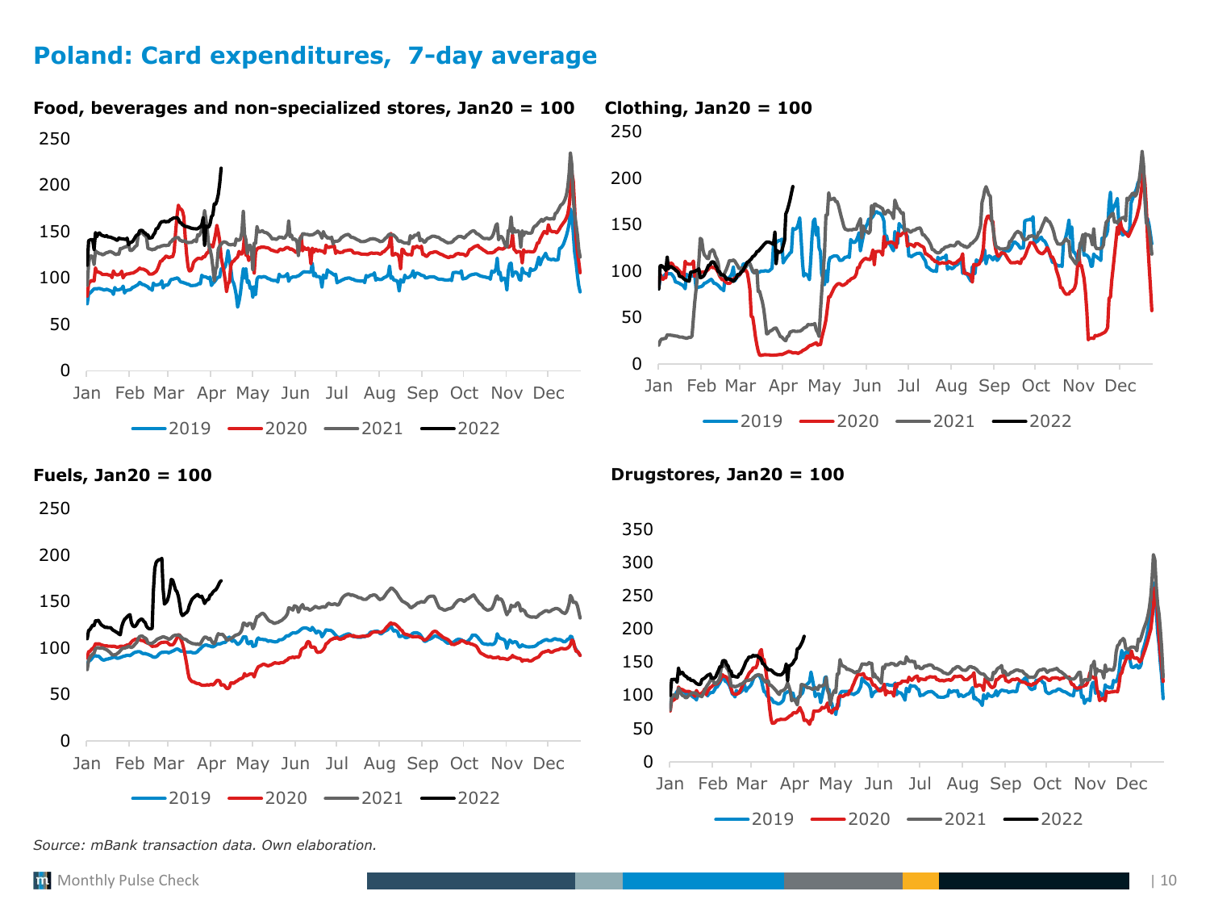## Poland: Card expenditures, 7-day average

**Food, beverages and non-specialized stores, Jan20 = 100**

**Clothing, Jan20 = 100**

**Fuels, Jan20 = 100**

**Drugstores, Jan20 = 100**

*Source: mBank transaction data. Own elaboration.*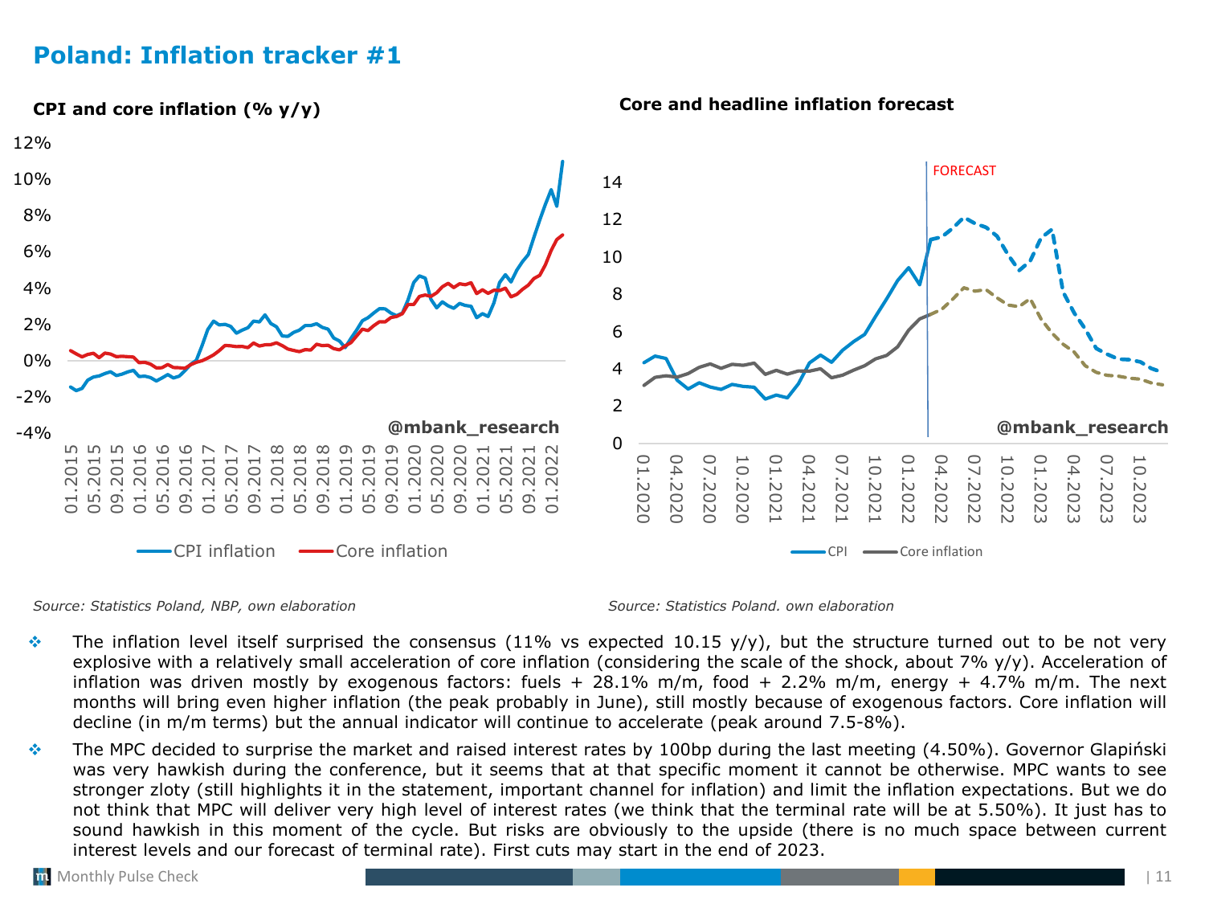# Poland: Inflation tracker #1

**CPI and core inflation (% y/y)**

*Source: Statistics Poland, NBP, own elaboration*

**Core and headline inflation forecast**

*Source: Statistics Poland. own elaboration*

- The inflation level itself surprised the consensus (11% vs expected 10.15 y/y), but the structure turned out to be not very explosive with a relatively small acceleration of core inflation (considering the scale of the shock, about 7% y/y). Acceleration of inflation was driven mostly by exogenous factors: fuels + 28.1% m/m, food + 2.2% m/m, energy + 4.7% m/m. The next months will bring even higher inflation (the peak probably in June), still mostly because of exogenous factors. Core inflation will decline (in m/m terms) but the annual indicator will continue to accelerate (peak around 7.5-8%).
- The MPC decided to surprise the market and raised interest rates by 100bp during the last meeting (4.50%). Governor Glapiński was very hawkish during the conference, but it seems that at that specific moment it cannot be otherwise. MPC wants to see stronger zloty (still highlights it in the statement, important channel for inflation) and limit the inflation expectations. But we do not think that MPC will deliver very high level of interest rates (we think that the terminal rate will be at 5.50%). It just has to sound hawkish in this moment of the cycle. But risks are obviously to the upside (there is no much space between current interest levels and our forecast of terminal rate). First cuts may start in the end of 2023.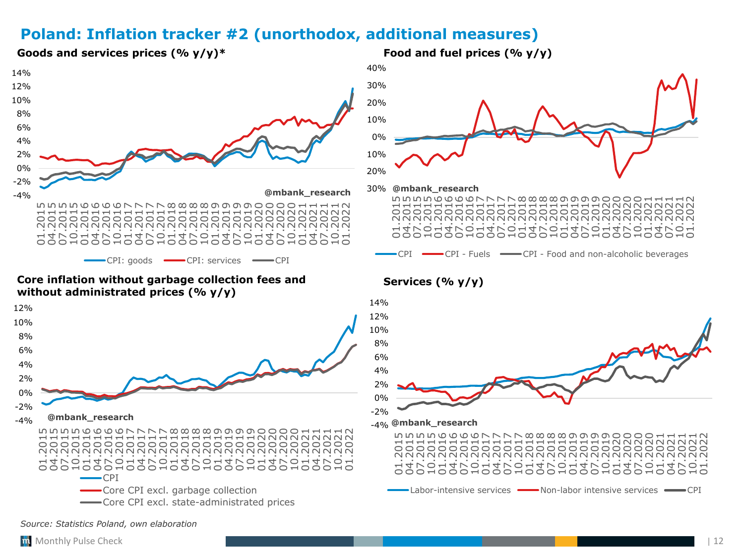# Poland: Inflation tracker #2 (unorthodox, additional measures)

**Goods and services prices (% y/y)***

14%
12%
10%
8%
6%
4%
2%
0%
-2%
-4%

@mbank_research

01.2015 04.2015 07.2015 10.2015 01.2016 04.2016 07.2016 10.2016 01.2017 04.2017 07.2017 10.2017 01.2018 04.2018 07.2018 10.2018 01.2019 04.2019 07.2019 10.2019 01.2020 04.2020 07.2020 10.2020 01.2021 04.2021 07.2021 10.2021 01.2022

CPI: goods — CPI: services — CPI

**Food and fuel prices (% y/y)**

40%
30%
20%
10%
0%
10%
20%
30%

@mbank_research

01.2015 04.2015 07.2015 10.2015 01.2016 04.2016 07.2016 10.2016 01.2017 04.2017 07.2017 10.2017 01.2018 04.2018 07.2018 10.2018 01.2019 04.2019 07.2019 10.2019 01.2020 04.2020 07.2020 10.2020 01.2021 04.2021 07.2021 10.2021 01.2022

CPI — CPI - Fuels — CPI - Food and non-alcoholic beverages

**Core inflation without garbage collection fees and without administrated prices (% y/y)**

12%
10%
8%
6%
4%
2%
0%
-2%
-4%

@mbank_research

01.2015 04.2015 07.2015 10.2015 01.2016 04.2016 07.2016 10.2016 01.2017 04.2017 07.2017 10.2017 01.2018 04.2018 07.2018 10.2018 01.2019 04.2019 07.2019 10.2019 01.2020 04.2020 07.2020 10.2020 01.2021 04.2021 07.2021 10.2021 01.2022

CPI
Core CPI excl. garbage collection
Core CPI excl. state-administrated prices

**Services (% y/y)**

14%
12%
10%
8%
6%
4%
2%
0%
-2%
-4%

@mbank_research

01.2015 04.2015 07.2015 10.2015 01.2016 04.2016 07.2016 10.2016 01.2017 04.2017 07.2017 10.2017 01.2018 04.2018 07.2018 10.2018 01.2019 04.2019 07.2019 10.2019 01.2020 04.2020 07.2020 10.2020 01.2021 04.2021 07.2021 10.2021 01.2022

Labor-intensive services — Non-labor intensive services — CPI

*Source: Statistics Poland, own elaboration*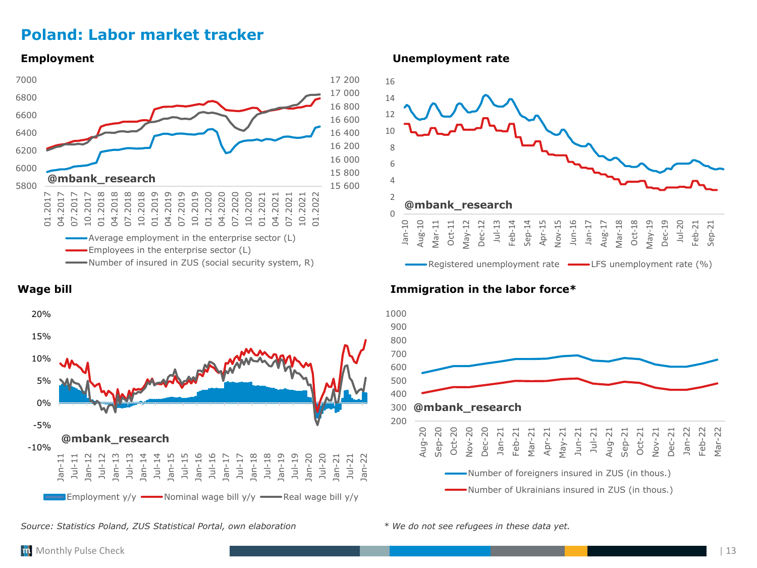# Poland: Labor market tracker

### Employment

@mbank_research

Average employment in the enterprise sector (L)
Employees in the enterprise sector (L)
Number of insured in ZUS (social security system, R)

### Unemployment rate

@mbank_research

Registered unemployment rate
LFS unemployment rate (%)

### Wage bill

@mbank_research

Employment y/y
Nominal wage bill y/y
Real wage bill y/y

### Immigration in the labor force*

@mbank_research

Number of foreigners insured in ZUS (in thous.)
Number of Ukrainians insured in ZUS (in thous.)

*Source: Statistics Poland, ZUS Statistical Portal, own elaboration*

*\* We do not see refugees in these data yet.*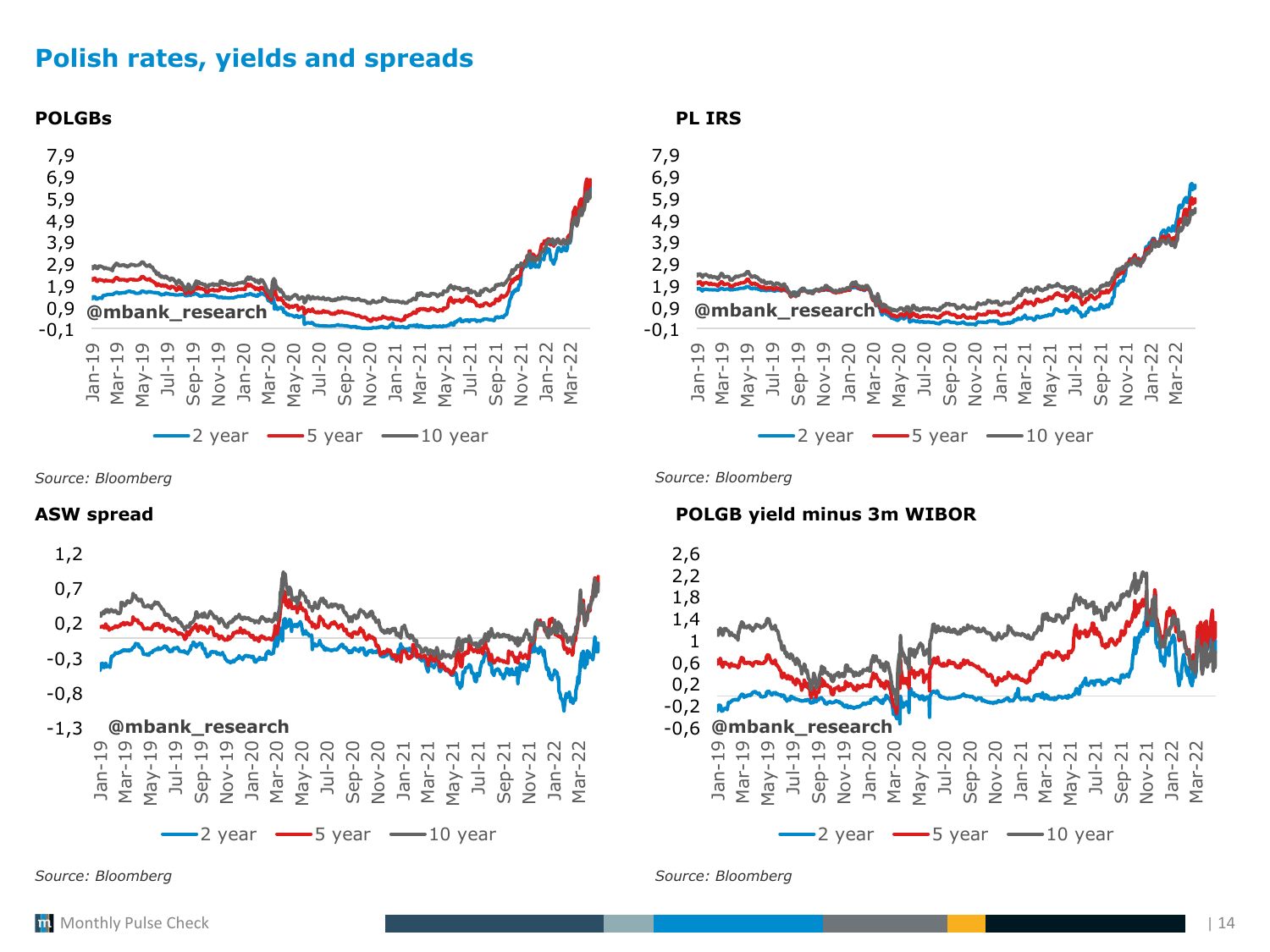# Polish rates, yields and spreads

**POLGBs**

Source: Bloomberg

**PL IRS**

Source: Bloomberg

**ASW spread**

Source: Bloomberg

**POLGB yield minus 3m WIBOR**

Source: Bloomberg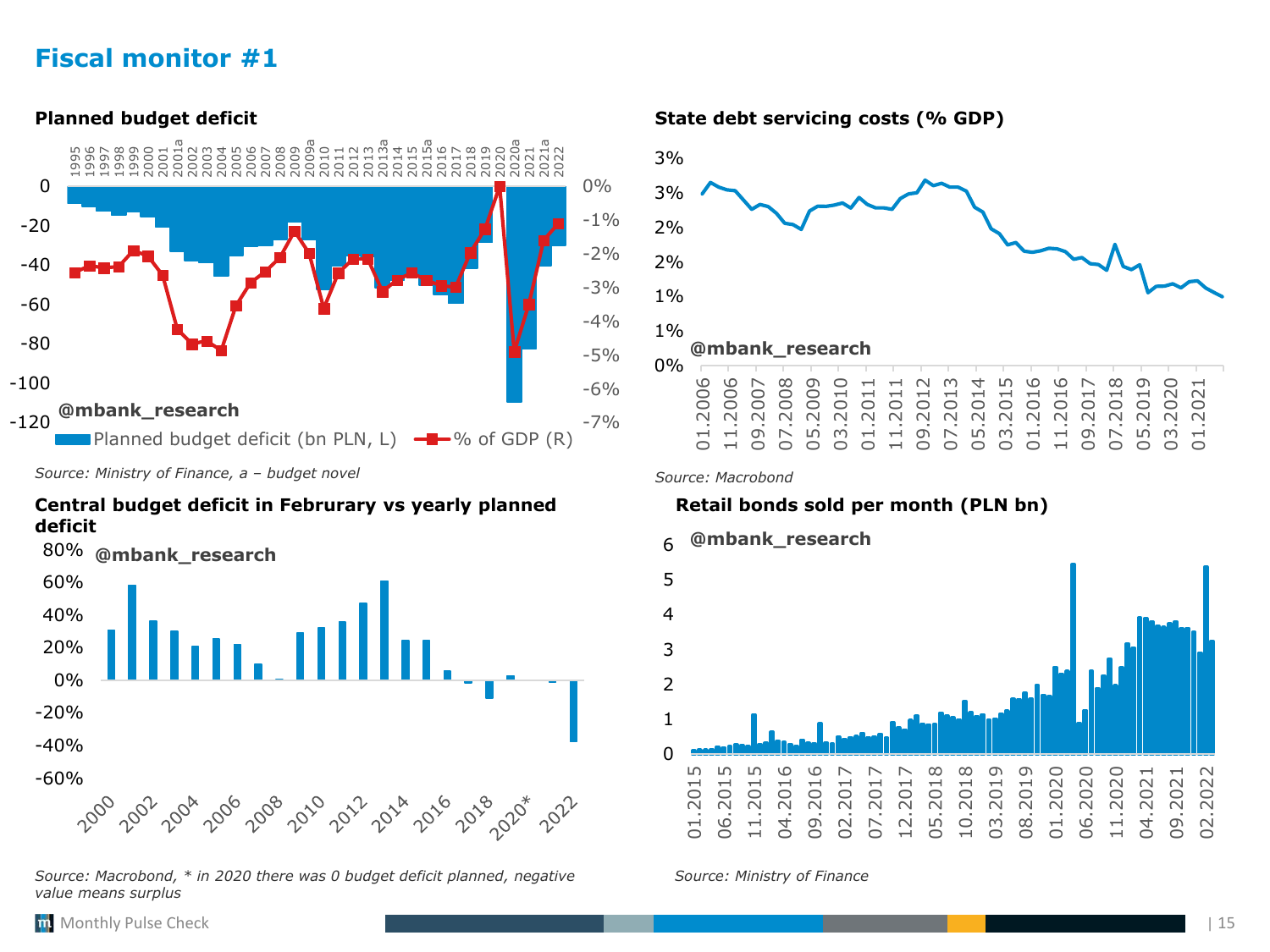# Fiscal monitor #1

**Planned budget deficit**

Planned budget deficit (bn PLN, L) — % of GDP (R)

@mbank_research

*Source: Ministry of Finance, a – budget novel*

**State debt servicing costs (% GDP)**

@mbank_research

*Source: Macrobond*

**Central budget deficit in Februrary vs yearly planned deficit**

@mbank_research

*Source: Macrobond, * in 2020 there was 0 budget deficit planned, negative value means surplus*

**Retail bonds sold per month (PLN bn)**

@mbank_research

*Source: Ministry of Finance*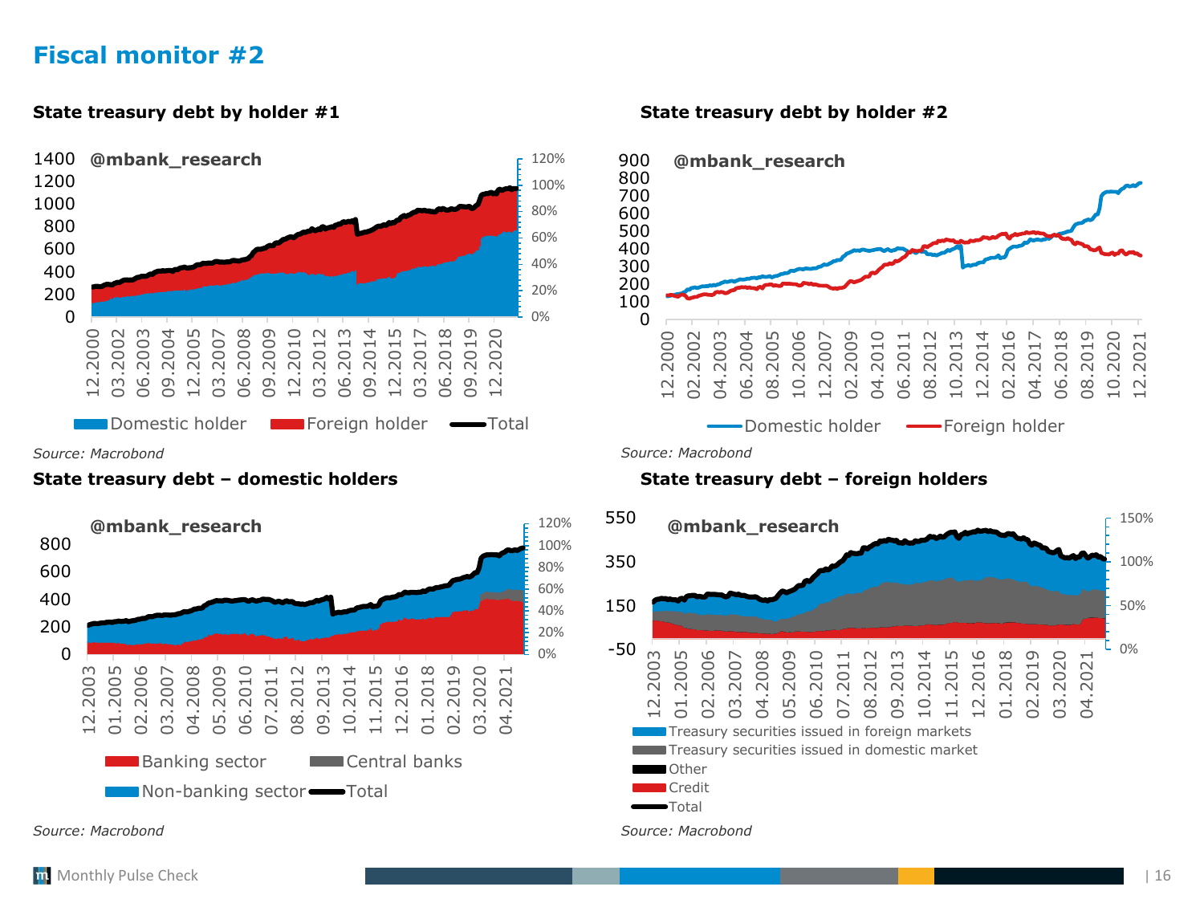# Fiscal monitor #2

### State treasury debt by holder #1

@mbank_research

Domestic holder · Foreign holder · Total

*Source: Macrobond*

### State treasury debt by holder #2

@mbank_research

Domestic holder · Foreign holder

*Source: Macrobond*

### State treasury debt – domestic holders

@mbank_research

Banking sector · Central banks · Non-banking sector · Total

*Source: Macrobond*

### State treasury debt – foreign holders

@mbank_research

Treasury securities issued in foreign markets · Treasury securities issued in domestic market · Other · Credit · Total

*Source: Macrobond*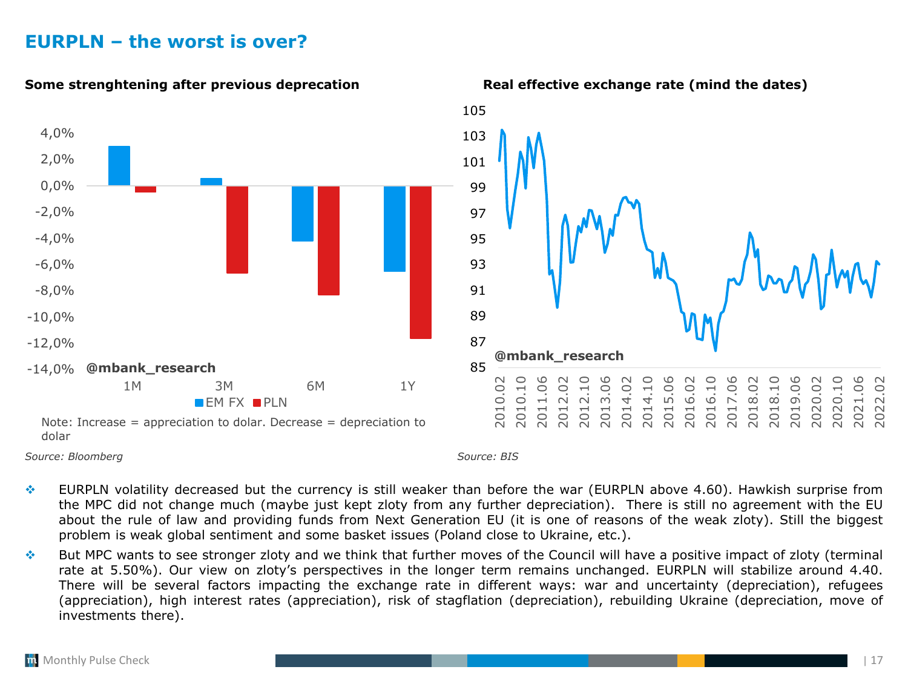# EURPLN – the worst is over?

**Some strenghtening after previous deprecation**

Note: Increase = appreciation to dolar. Decrease = depreciation to dolar

*Source: Bloomberg*

**Real effective exchange rate (mind the dates)**

*Source: BIS*

- EURPLN volatility decreased but the currency is still weaker than before the war (EURPLN above 4.60). Hawkish surprise from the MPC did not change much (maybe just kept zloty from any further depreciation). There is still no agreement with the EU about the rule of law and providing funds from Next Generation EU (it is one of reasons of the weak zloty). Still the biggest problem is weak global sentiment and some basket issues (Poland close to Ukraine, etc.).
- But MPC wants to see stronger zloty and we think that further moves of the Council will have a positive impact of zloty (terminal rate at 5.50%). Our view on zloty's perspectives in the longer term remains unchanged. EURPLN will stabilize around 4.40. There will be several factors impacting the exchange rate in different ways: war and uncertainty (depreciation), refugees (appreciation), high interest rates (appreciation), risk of stagflation (depreciation), rebuilding Ukraine (depreciation, move of investments there).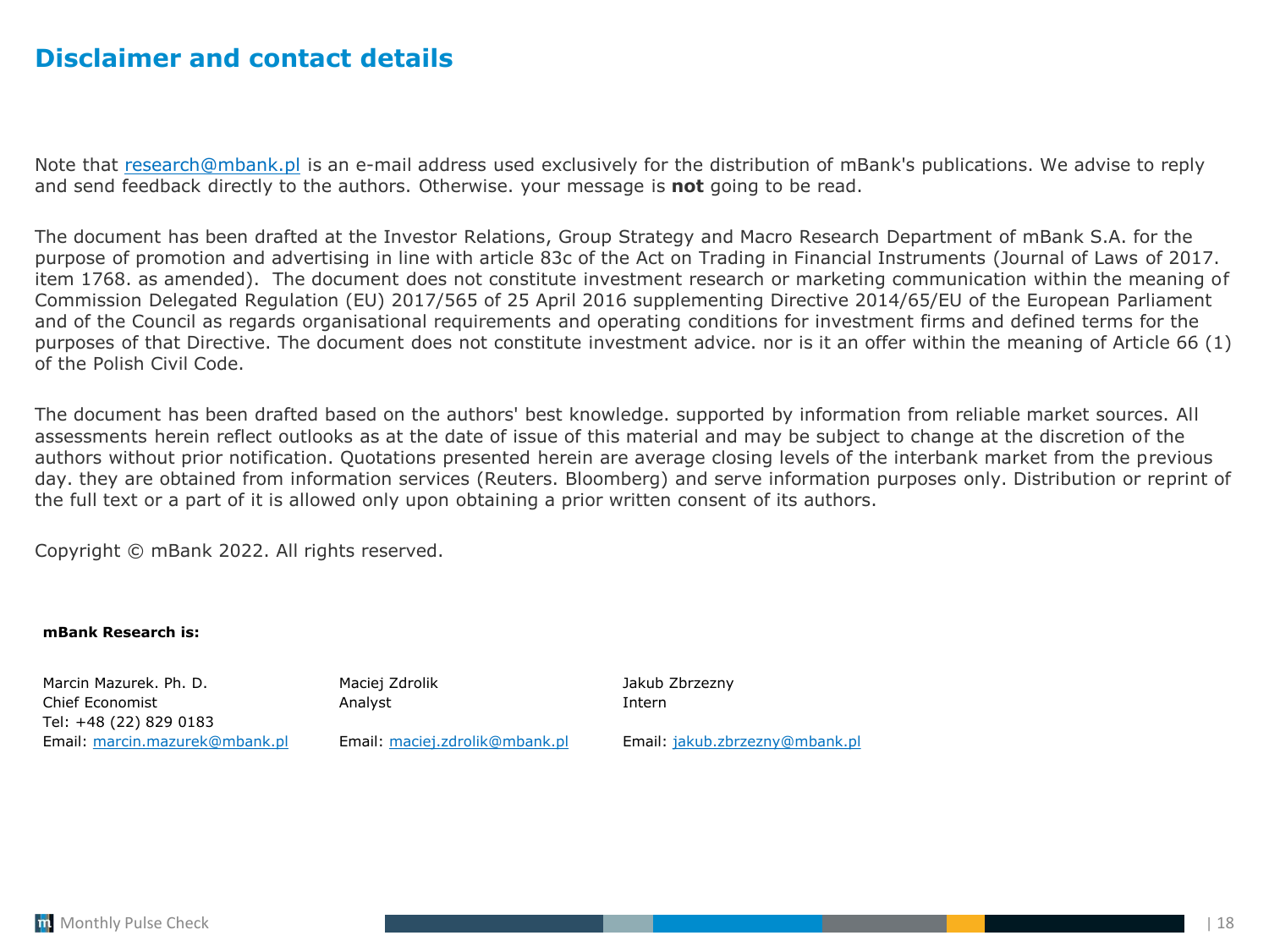# Disclaimer and contact details

Note that research@mbank.pl is an e-mail address used exclusively for the distribution of mBank's publications. We advise to reply and send feedback directly to the authors. Otherwise. your message is **not** going to be read.

The document has been drafted at the Investor Relations, Group Strategy and Macro Research Department of mBank S.A. for the purpose of promotion and advertising in line with article 83c of the Act on Trading in Financial Instruments (Journal of Laws of 2017. item 1768. as amended). The document does not constitute investment research or marketing communication within the meaning of Commission Delegated Regulation (EU) 2017/565 of 25 April 2016 supplementing Directive 2014/65/EU of the European Parliament and of the Council as regards organisational requirements and operating conditions for investment firms and defined terms for the purposes of that Directive. The document does not constitute investment advice. nor is it an offer within the meaning of Article 66 (1) of the Polish Civil Code.

The document has been drafted based on the authors' best knowledge. supported by information from reliable market sources. All assessments herein reflect outlooks as at the date of issue of this material and may be subject to change at the discretion of the authors without prior notification. Quotations presented herein are average closing levels of the interbank market from the previous day. they are obtained from information services (Reuters. Bloomberg) and serve information purposes only. Distribution or reprint of the full text or a part of it is allowed only upon obtaining a prior written consent of its authors.

Copyright © mBank 2022. All rights reserved.

**mBank Research is:**

Marcin Mazurek. Ph. D.
Chief Economist
Tel: +48 (22) 829 0183
Email: marcin.mazurek@mbank.pl

Maciej Zdrolik
Analyst

Email: maciej.zdrolik@mbank.pl

Jakub Zbrzezny
Intern

Email: jakub.zbrzezny@mbank.pl